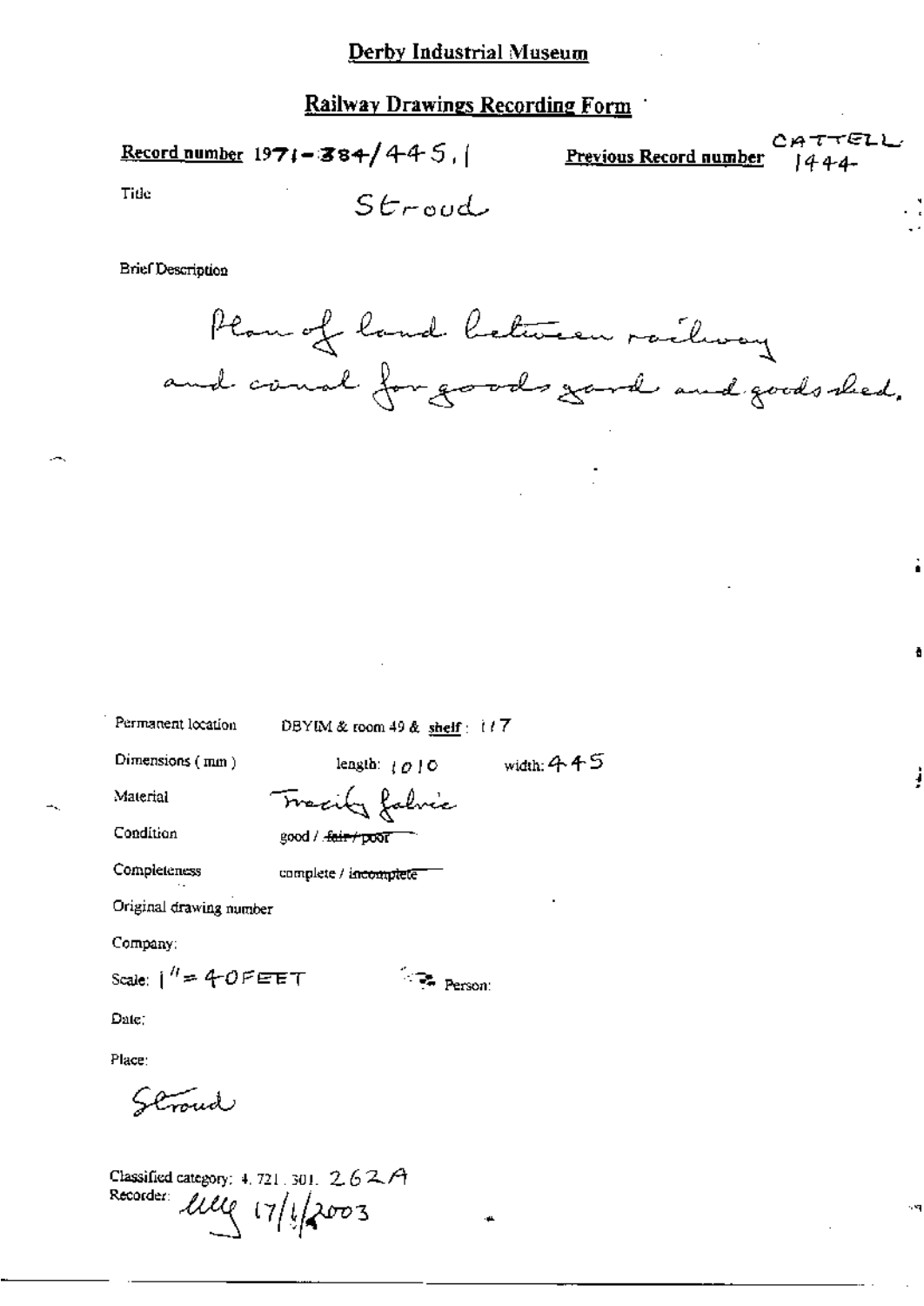# Derby Industrial Museum

## Railway Drawings Recording Form

**Record number** 1971-384/445.1

**Previous Record number** CATTELL 1444

Title Stroud

Brief Description

Plan of land between railway and canal for goods yard and goods shed.

Permanent location DBYIM & room 49 & **shelf**: 117

Dimensions (mm) length: 1010 width: 445

Material Tracing fabric

Condition good / ~~fair / poor~~

Completeness complete / ~~incomplete~~

Original drawing number

Company:

Scale: 1" = 40FEET Person:

Date:

Place:

Stroud

Classified category: 4.721.301. 262A

Recorder: [signature] 17/1/2003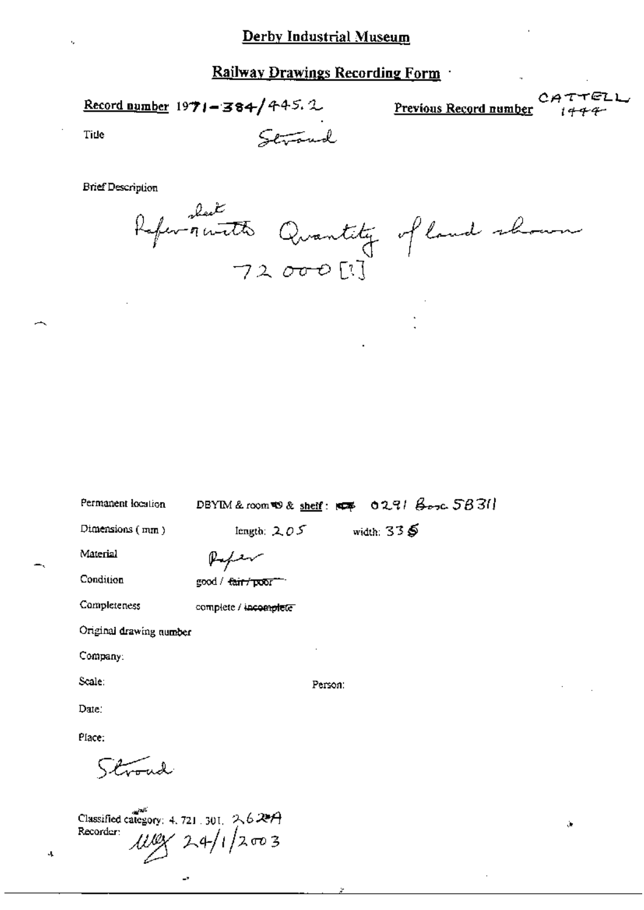# Derby Industrial Museum

## Railway Drawings Recording Form

**Record number** 1971-384/445.2

**Previous Record number** CATTELL 1444

Title: Stroud

Brief Description

Paper sheet with notes Quantity of land shown 72 000 [?]

Permanent location: DBYIM & room 49 & shelf: 0291 Box 58311

Dimensions (mm): length: 205 width: 335

Material: Paper

Condition: good / ~~fair / poor~~

Completeness: complete / ~~incomplete~~

Original drawing number

Company:

Scale:

Person:

Date:

Place:

Stroud

Classified category: 4. 721. 301. 262A

Recorder: 24/1/2003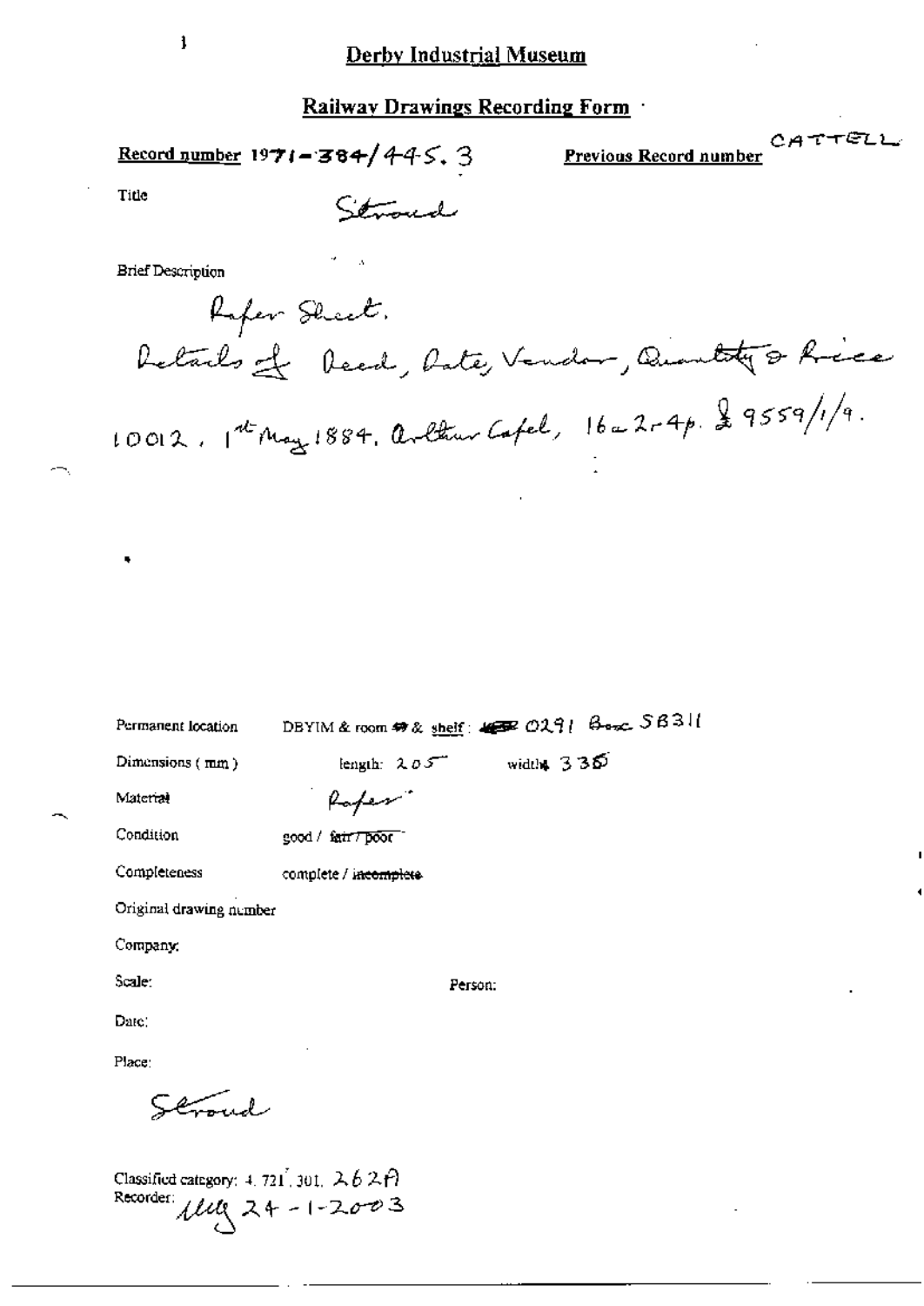# Derby Industrial Museum

## Railway Drawings Recording Form

**Record number** 1971-384/445.3 **Previous Record number** CATTELL

Title Stroud

Brief Description

Paper Sheet.
Details of Deed, Date, Vendor, Quantity & Price
10012, 1st May 1884, Arthur Capel, 16a 2r 4p. £9559/1/9.

Permanent location DBYIM & room 49 & shelf: 0291 Box 5B311

Dimensions ( mm ) length: 205 width: 330

Material Paper

Condition good / ~~fair / poor~~

Completeness complete / ~~incomplete~~

Original drawing number

Company:

Scale: Person:

Date:

Place:

Stroud

Classified category: 4. 721. 301. 262A
Recorder: [initials] 24-1-2003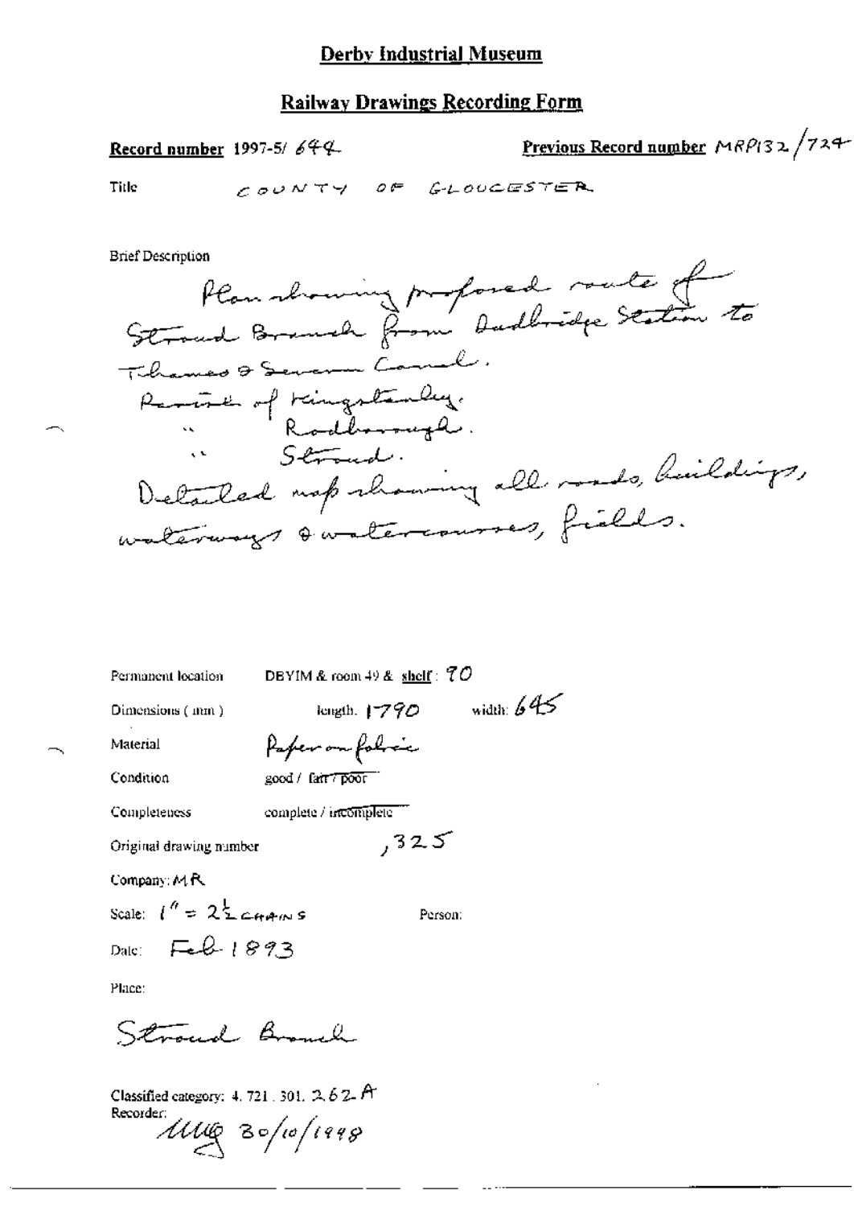# Derby Industrial Museum

## Railway Drawings Recording Form

**Record number** 1997-5/ 644

**Previous Record number** MRP132/724

Title COUNTY OF GLOUCESTER

Brief Description

Plan showing proposed route of Stroud Branch from Dudbridge Station to Thames & Severn Canal.
Parish of Kingstanley.
" Rodborough.
" Stroud.
Detailed map showing all roads, buildings, waterways & watercourses, fields.

Permanent location DBYIM & room 49 & shelf: 70

Dimensions (mm) length: 1790 width: 645

Material Paper on fabric

Condition good / fair / poor

Completeness complete / incomplete

Original drawing number ,325

Company: MR

Scale: 1" = 2½ CHAINS

Person:

Date: Feb 1893

Place:

Stroud Branch

Classified category: 4. 721. 301. 2.62 A

Recorder: MG 30/10/1998